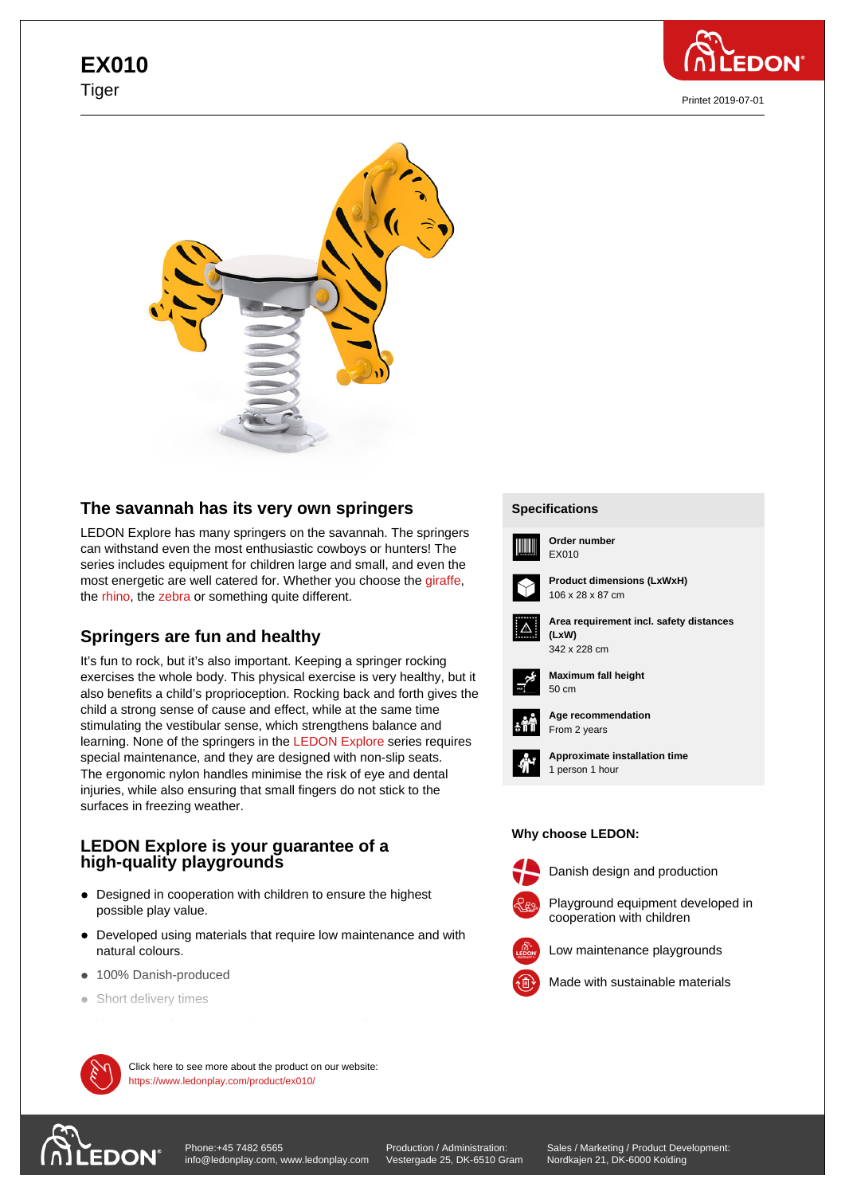# EX010

Tiger

Printet 2019-07-01

## The savannah has its very own springers

LEDON Explore has many springers on the savannah. The springers can withstand even the most enthusiastic cowboys or hunters! The series includes equipment for children large and small, and even the most energetic are well catered for. Whether you choose the giraffe, the rhino, the zebra or something quite different.

## Springers are fun and healthy

It's fun to rock, but it's also important. Keeping a springer rocking exercises the whole body. This physical exercise is very healthy, but it also benefits a child's proprioception. Rocking back and forth gives the child a strong sense of cause and effect, while at the same time stimulating the vestibular sense, which strengthens balance and learning. None of the springers in the LEDON Explore series requires special maintenance, and they are designed with non-slip seats. The ergonomic nylon handles minimise the risk of eye and dental injuries, while also ensuring that small fingers do not stick to the surfaces in freezing weather.

## LEDON Explore is your guarantee of a high-quality playgrounds

- Designed in cooperation with children to ensure the highest possible play value.
- Developed using materials that require low maintenance and with natural colours.
- 100% Danish-produced
- Short delivery times

### Specifications

**Order number**
EX010

**Product dimensions (LxWxH)**
106 x 28 x 87 cm

**Area requirement incl. safety distances (LxW)**
342 x 228 cm

**Maximum fall height**
50 cm

**Age recommendation**
From 2 years

**Approximate installation time**
1 person 1 hour

### Why choose LEDON:

- Danish design and production
- Playground equipment developed in cooperation with children
- Low maintenance playgrounds
- Made with sustainable materials

Click here to see more about the product on our website:
https://www.ledonplay.com/product/ex010/

Phone:+45 7482 6565
info@ledonplay.com, www.ledonplay.com

Production / Administration:
Vestergade 25, DK-6510 Gram

Sales / Marketing / Product Development:
Nordkajen 21, DK-6000 Kolding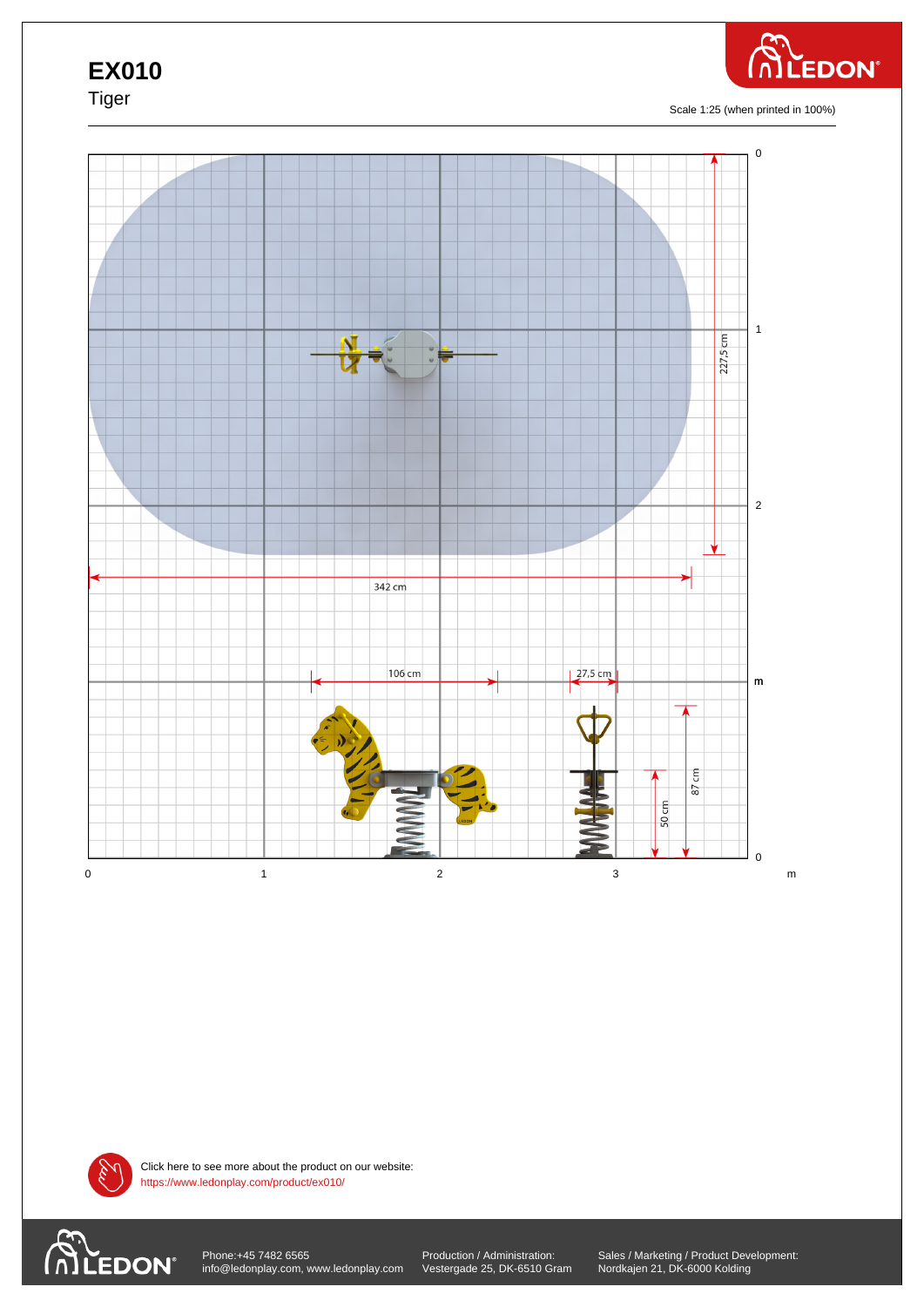# EX010

Tiger

Scale 1:25 (when printed in 100%)

227,5 cm

342 cm

106 cm

27,5 cm

87 cm

50 cm

0

1

2

m

0

0

1

2

3

m

Click here to see more about the product on our website:
https://www.ledonplay.com/product/ex010/

Phone:+45 7482 6565
info@ledonplay.com, www.ledonplay.com

Production / Administration:
Vestergade 25, DK-6510 Gram

Sales / Marketing / Product Development:
Nordkajen 21, DK-6000 Kolding